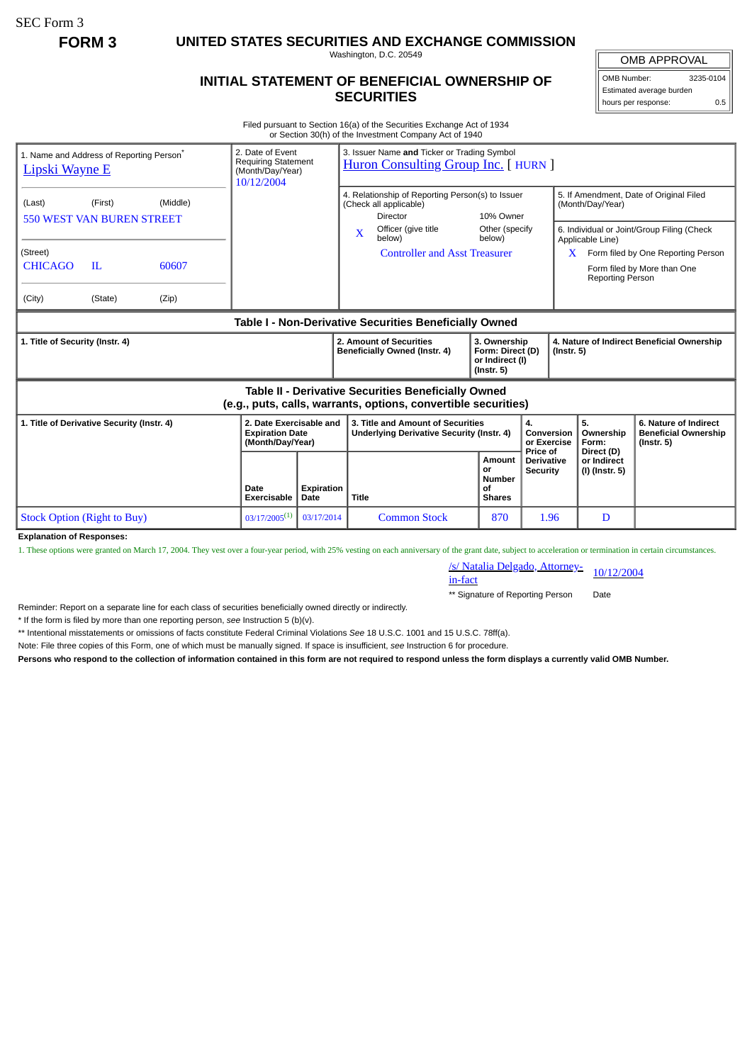SEC Form 3

**FORM 3**

# UNITED STATES SECURITIES AND EXCHANGE COMMISSION

Washington, D.C. 20549

## INITIAL STATEMENT OF BENEFICIAL OWNERSHIP OF SECURITIES

| OMB APPROVAL | |
|---|---|
| OMB Number: | 3235-0104 |
| Estimated average burden | |
| hours per response: | 0.5 |

Filed pursuant to Section 16(a) of the Securities Exchange Act of 1934
or Section 30(h) of the Investment Company Act of 1940

| 1. Name and Address of Reporting Person* | 2. Date of Event Requiring Statement (Month/Day/Year) | 3. Issuer Name and Ticker or Trading Symbol | |
|---|---|---|---|
| Lipski Wayne E | 10/12/2004 | Huron Consulting Group Inc. [ HURN ] | |
| (Last) (First) (Middle) 550 WEST VAN BUREN STREET | | 4. Relationship of Reporting Person(s) to Issuer (Check all applicable) Director; 10% Owner; X Officer (give title below); Other (specify below) — Controller and Asst Treasurer | 5. If Amendment, Date of Original Filed (Month/Day/Year) |
| (Street) CHICAGO IL 60607 | | | 6. Individual or Joint/Group Filing (Check Applicable Line) X Form filed by One Reporting Person; Form filed by More than One Reporting Person |
| (City) (State) (Zip) | | | |

### Table I - Non-Derivative Securities Beneficially Owned

| 1. Title of Security (Instr. 4) | 2. Amount of Securities Beneficially Owned (Instr. 4) | 3. Ownership Form: Direct (D) or Indirect (I) (Instr. 5) | 4. Nature of Indirect Beneficial Ownership (Instr. 5) |
|---|---|---|---|

### Table II - Derivative Securities Beneficially Owned (e.g., puts, calls, warrants, options, convertible securities)

| 1. Title of Derivative Security (Instr. 4) | 2. Date Exercisable and Expiration Date (Month/Day/Year) | | 3. Title and Amount of Securities Underlying Derivative Security (Instr. 4) | | 4. Conversion or Exercise Price of Derivative Security | 5. Ownership Form: Direct (D) or Indirect (I) (Instr. 5) | 6. Nature of Indirect Beneficial Ownership (Instr. 5) |
|---|---|---|---|---|---|---|---|
| | Date Exercisable | Expiration Date | Title | Amount or Number of Shares | | | |
| Stock Option (Right to Buy) | 03/17/2005[(1)] | 03/17/2014 | Common Stock | 870 | 1.96 | D | |

**Explanation of Responses:**

1. These options were granted on March 17, 2004. They vest over a four-year period, with 25% vesting on each anniversary of the grant date, subject to acceleration or termination in certain circumstances.

| /s/ Natalia Delgado, Attorney-in-fact | 10/12/2004 |
|---|---|
| ** Signature of Reporting Person | Date |

Reminder: Report on a separate line for each class of securities beneficially owned directly or indirectly.

* If the form is filed by more than one reporting person, *see* Instruction 5 (b)(v).

** Intentional misstatements or omissions of facts constitute Federal Criminal Violations *See* 18 U.S.C. 1001 and 15 U.S.C. 78ff(a).

Note: File three copies of this Form, one of which must be manually signed. If space is insufficient, *see* Instruction 6 for procedure.

**Persons who respond to the collection of information contained in this form are not required to respond unless the form displays a currently valid OMB Number.**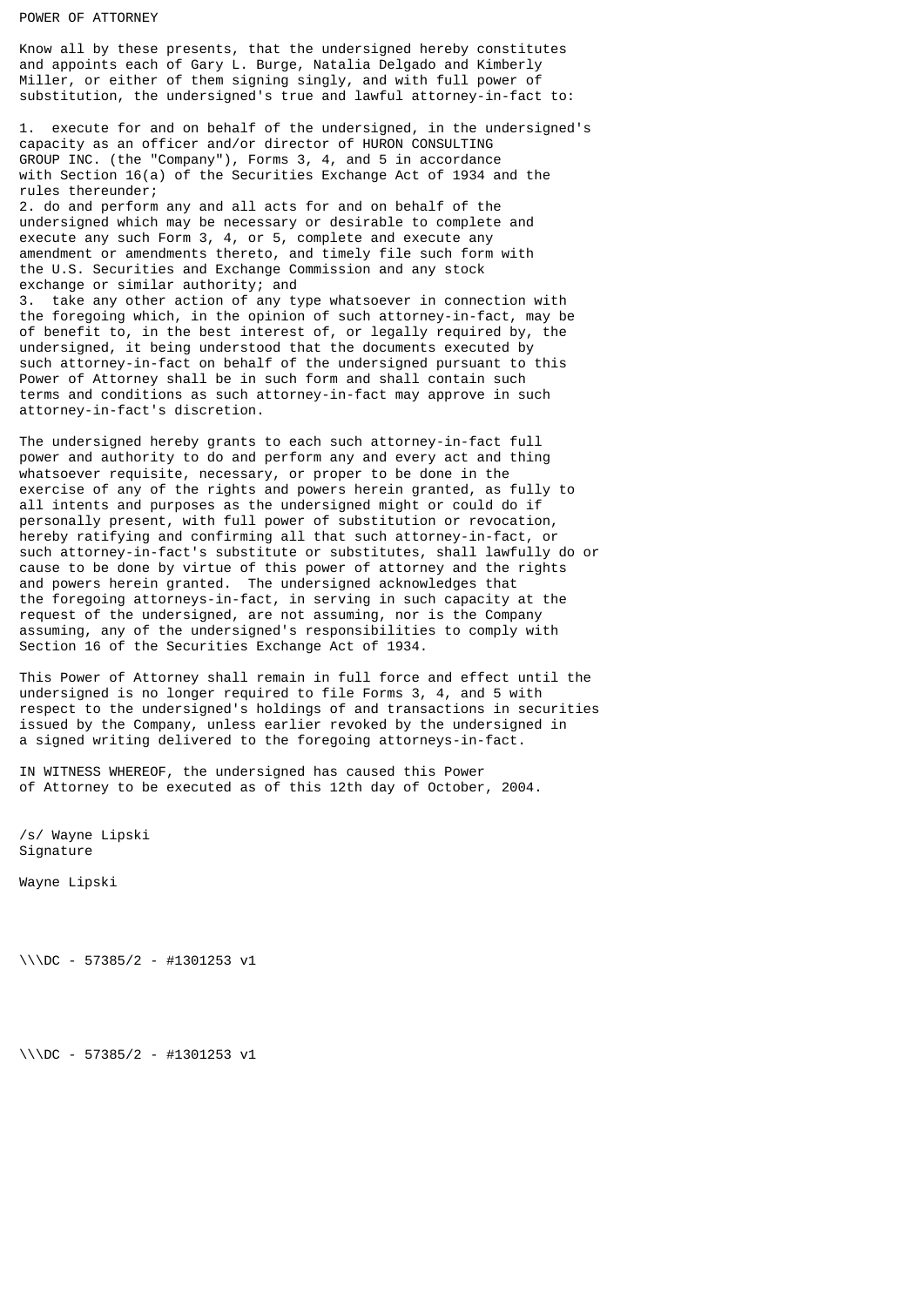# POWER OF ATTORNEY

Know all by these presents, that the undersigned hereby constitutes and appoints each of Gary L. Burge, Natalia Delgado and Kimberly Miller, or either of them signing singly, and with full power of substitution, the undersigned's true and lawful attorney-in-fact to:

1. execute for and on behalf of the undersigned, in the undersigned's capacity as an officer and/or director of HURON CONSULTING GROUP INC. (the "Company"), Forms 3, 4, and 5 in accordance with Section 16(a) of the Securities Exchange Act of 1934 and the rules thereunder;
2. do and perform any and all acts for and on behalf of the undersigned which may be necessary or desirable to complete and execute any such Form 3, 4, or 5, complete and execute any amendment or amendments thereto, and timely file such form with the U.S. Securities and Exchange Commission and any stock exchange or similar authority; and
3. take any other action of any type whatsoever in connection with the foregoing which, in the opinion of such attorney-in-fact, may be of benefit to, in the best interest of, or legally required by, the undersigned, it being understood that the documents executed by such attorney-in-fact on behalf of the undersigned pursuant to this Power of Attorney shall be in such form and shall contain such terms and conditions as such attorney-in-fact may approve in such attorney-in-fact's discretion.

The undersigned hereby grants to each such attorney-in-fact full power and authority to do and perform any and every act and thing whatsoever requisite, necessary, or proper to be done in the exercise of any of the rights and powers herein granted, as fully to all intents and purposes as the undersigned might or could do if personally present, with full power of substitution or revocation, hereby ratifying and confirming all that such attorney-in-fact, or such attorney-in-fact's substitute or substitutes, shall lawfully do or cause to be done by virtue of this power of attorney and the rights and powers herein granted. The undersigned acknowledges that the foregoing attorneys-in-fact, in serving in such capacity at the request of the undersigned, are not assuming, nor is the Company assuming, any of the undersigned's responsibilities to comply with Section 16 of the Securities Exchange Act of 1934.

This Power of Attorney shall remain in full force and effect until the undersigned is no longer required to file Forms 3, 4, and 5 with respect to the undersigned's holdings of and transactions in securities issued by the Company, unless earlier revoked by the undersigned in a signed writing delivered to the foregoing attorneys-in-fact.

IN WITNESS WHEREOF, the undersigned has caused this Power of Attorney to be executed as of this 12th day of October, 2004.

/s/ Wayne Lipski
Signature

Wayne Lipski

\\\DC - 57385/2 - #1301253 v1

\\\DC - 57385/2 - #1301253 v1